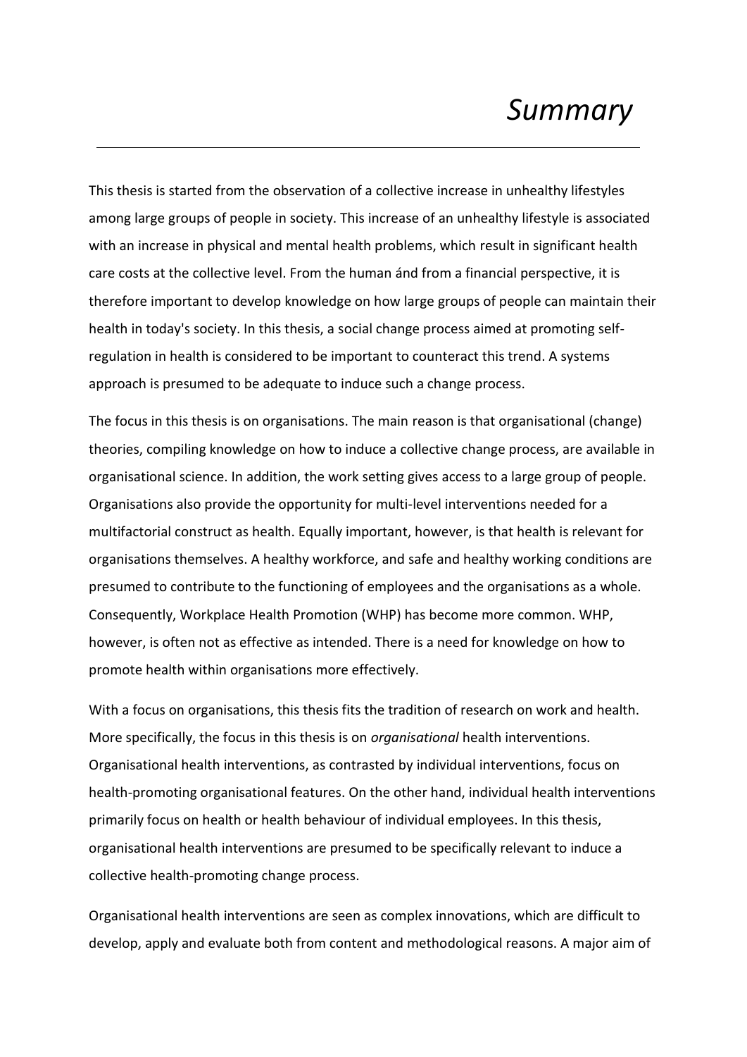# *Summary*

This thesis is started from the observation of a collective increase in unhealthy lifestyles among large groups of people in society. This increase of an unhealthy lifestyle is associated with an increase in physical and mental health problems, which result in significant health care costs at the collective level. From the human ánd from a financial perspective, it is therefore important to develop knowledge on how large groups of people can maintain their health in today's society. In this thesis, a social change process aimed at promoting self-regulation in health is considered to be important to counteract this trend. A systems approach is presumed to be adequate to induce such a change process.

The focus in this thesis is on organisations. The main reason is that organisational (change) theories, compiling knowledge on how to induce a collective change process, are available in organisational science. In addition, the work setting gives access to a large group of people. Organisations also provide the opportunity for multi-level interventions needed for a multifactorial construct as health. Equally important, however, is that health is relevant for organisations themselves. A healthy workforce, and safe and healthy working conditions are presumed to contribute to the functioning of employees and the organisations as a whole. Consequently, Workplace Health Promotion (WHP) has become more common. WHP, however, is often not as effective as intended. There is a need for knowledge on how to promote health within organisations more effectively.

With a focus on organisations, this thesis fits the tradition of research on work and health. More specifically, the focus in this thesis is on *organisational* health interventions. Organisational health interventions, as contrasted by individual interventions, focus on health-promoting organisational features. On the other hand, individual health interventions primarily focus on health or health behaviour of individual employees. In this thesis, organisational health interventions are presumed to be specifically relevant to induce a collective health-promoting change process.

Organisational health interventions are seen as complex innovations, which are difficult to develop, apply and evaluate both from content and methodological reasons. A major aim of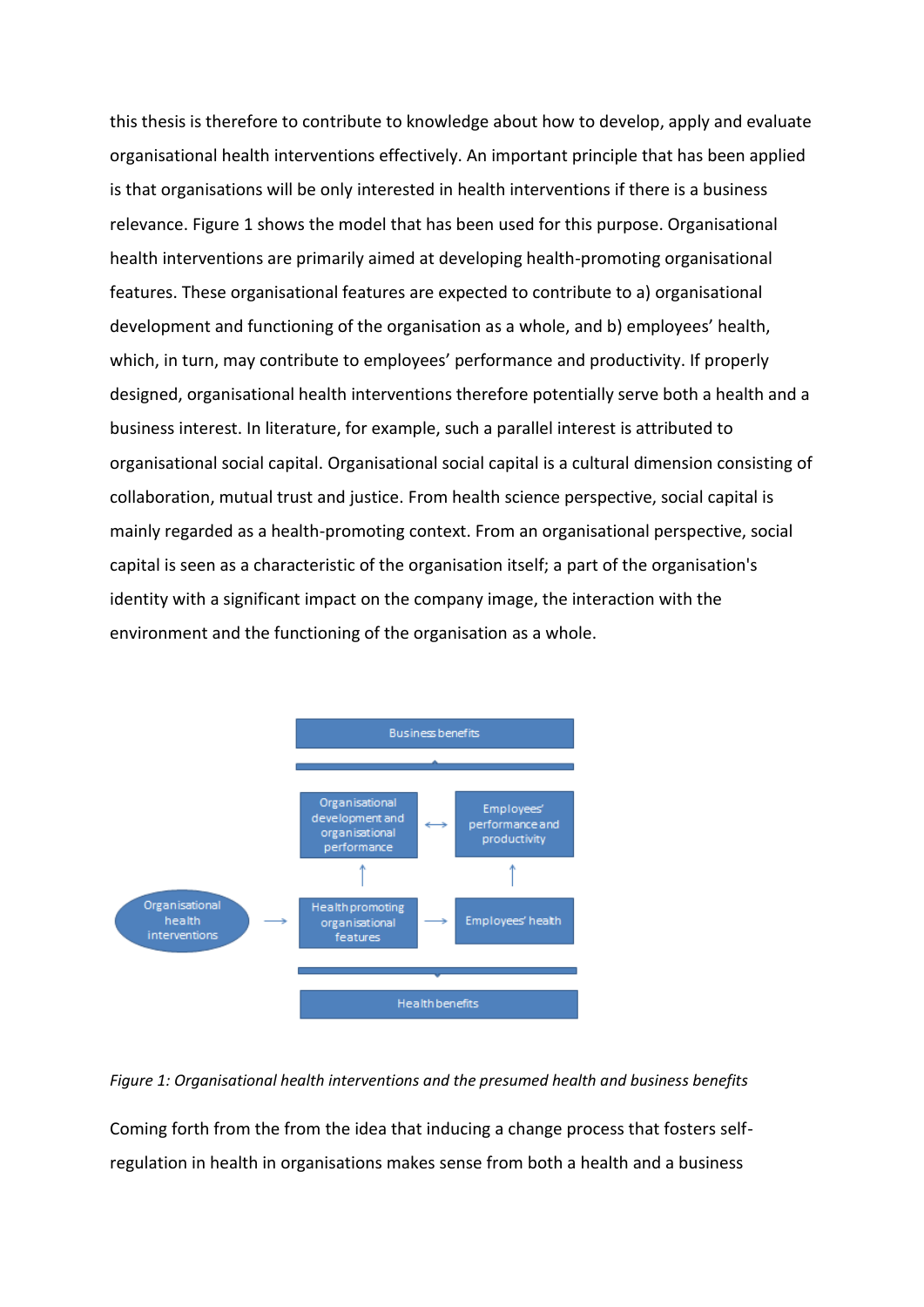this thesis is therefore to contribute to knowledge about how to develop, apply and evaluate organisational health interventions effectively. An important principle that has been applied is that organisations will be only interested in health interventions if there is a business relevance. Figure 1 shows the model that has been used for this purpose. Organisational health interventions are primarily aimed at developing health-promoting organisational features. These organisational features are expected to contribute to a) organisational development and functioning of the organisation as a whole, and b) employees' health, which, in turn, may contribute to employees' performance and productivity. If properly designed, organisational health interventions therefore potentially serve both a health and a business interest. In literature, for example, such a parallel interest is attributed to organisational social capital. Organisational social capital is a cultural dimension consisting of collaboration, mutual trust and justice. From health science perspective, social capital is mainly regarded as a health-promoting context. From an organisational perspective, social capital is seen as a characteristic of the organisation itself; a part of the organisation's identity with a significant impact on the company image, the interaction with the environment and the functioning of the organisation as a whole.

Business benefits

Organisational development and organisational performance ⟷ Employees' performance and productivity

Organisational health interventions → Health promoting organisational features → Employees' health

Health benefits

*Figure 1: Organisational health interventions and the presumed health and business benefits*

Coming forth from the from the idea that inducing a change process that fosters self-regulation in health in organisations makes sense from both a health and a business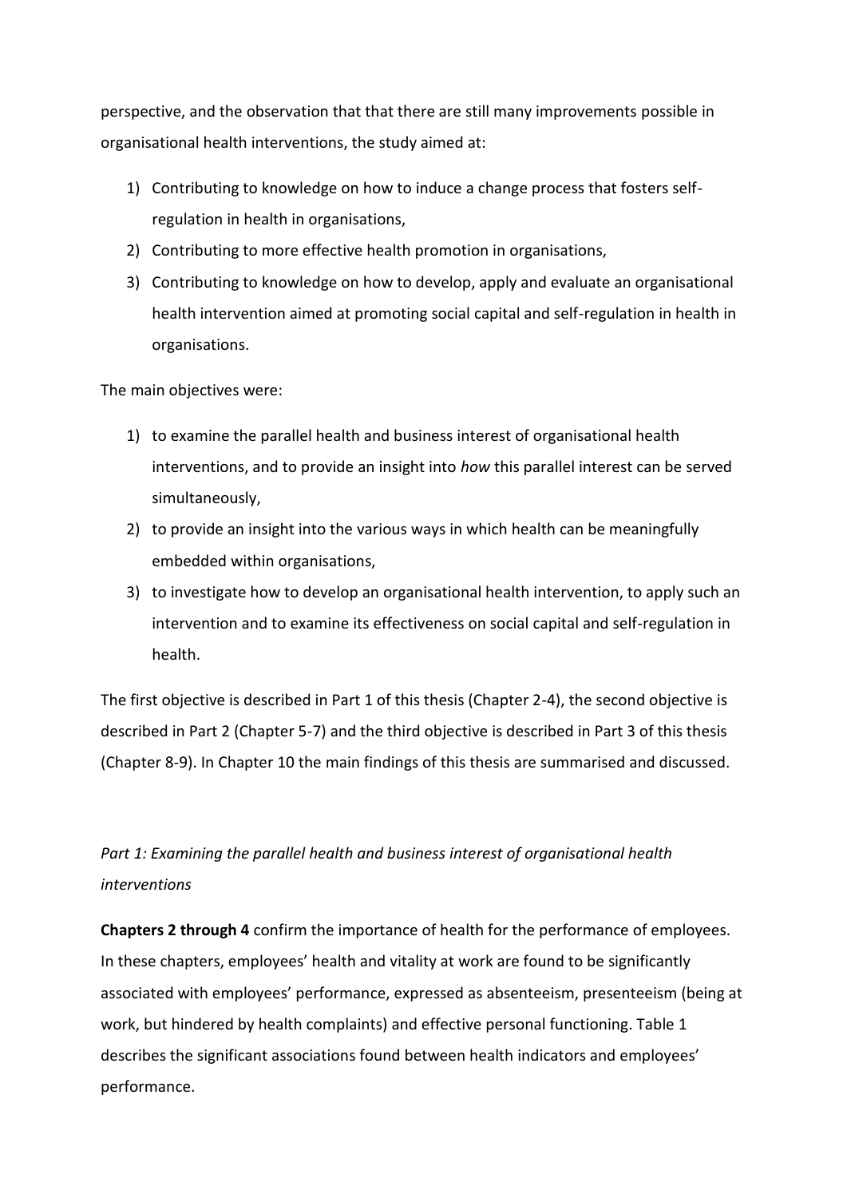perspective, and the observation that that there are still many improvements possible in organisational health interventions, the study aimed at:

1) Contributing to knowledge on how to induce a change process that fosters self-regulation in health in organisations,
2) Contributing to more effective health promotion in organisations,
3) Contributing to knowledge on how to develop, apply and evaluate an organisational health intervention aimed at promoting social capital and self-regulation in health in organisations.

The main objectives were:

1) to examine the parallel health and business interest of organisational health interventions, and to provide an insight into *how* this parallel interest can be served simultaneously,
2) to provide an insight into the various ways in which health can be meaningfully embedded within organisations,
3) to investigate how to develop an organisational health intervention, to apply such an intervention and to examine its effectiveness on social capital and self-regulation in health.

The first objective is described in Part 1 of this thesis (Chapter 2-4), the second objective is described in Part 2 (Chapter 5-7) and the third objective is described in Part 3 of this thesis (Chapter 8-9). In Chapter 10 the main findings of this thesis are summarised and discussed.

*Part 1: Examining the parallel health and business interest of organisational health interventions*

**Chapters 2 through 4** confirm the importance of health for the performance of employees. In these chapters, employees' health and vitality at work are found to be significantly associated with employees' performance, expressed as absenteeism, presenteeism (being at work, but hindered by health complaints) and effective personal functioning. Table 1 describes the significant associations found between health indicators and employees' performance.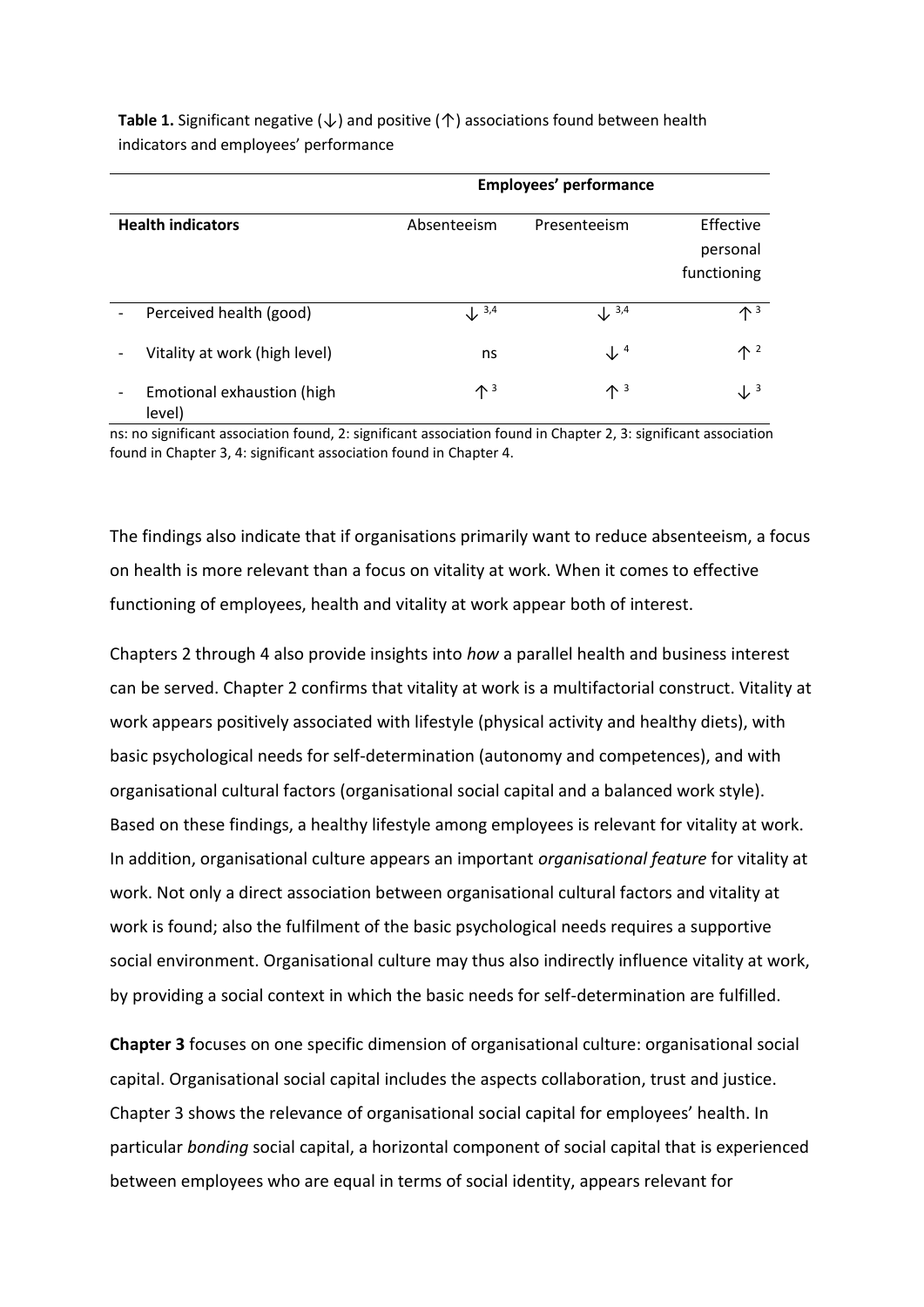**Table 1.** Significant negative (↓) and positive (↑) associations found between health indicators and employees' performance

| Health indicators | Employees' performance | | |
|---|---|---|---|
| | Absenteeism | Presenteeism | Effective personal functioning |
| - Perceived health (good) | ↓ [3,4] | ↓ [3,4] | ↑ [3] |
| - Vitality at work (high level) | ns | ↓ [4] | ↑ [2] |
| - Emotional exhaustion (high level) | ↑ [3] | ↑ [3] | ↓ [3] |

ns: no significant association found, 2: significant association found in Chapter 2, 3: significant association found in Chapter 3, 4: significant association found in Chapter 4.

The findings also indicate that if organisations primarily want to reduce absenteeism, a focus on health is more relevant than a focus on vitality at work. When it comes to effective functioning of employees, health and vitality at work appear both of interest.

Chapters 2 through 4 also provide insights into *how* a parallel health and business interest can be served. Chapter 2 confirms that vitality at work is a multifactorial construct. Vitality at work appears positively associated with lifestyle (physical activity and healthy diets), with basic psychological needs for self-determination (autonomy and competences), and with organisational cultural factors (organisational social capital and a balanced work style). Based on these findings, a healthy lifestyle among employees is relevant for vitality at work. In addition, organisational culture appears an important *organisational feature* for vitality at work. Not only a direct association between organisational cultural factors and vitality at work is found; also the fulfilment of the basic psychological needs requires a supportive social environment. Organisational culture may thus also indirectly influence vitality at work, by providing a social context in which the basic needs for self-determination are fulfilled.

**Chapter 3** focuses on one specific dimension of organisational culture: organisational social capital. Organisational social capital includes the aspects collaboration, trust and justice. Chapter 3 shows the relevance of organisational social capital for employees' health. In particular *bonding* social capital, a horizontal component of social capital that is experienced between employees who are equal in terms of social identity, appears relevant for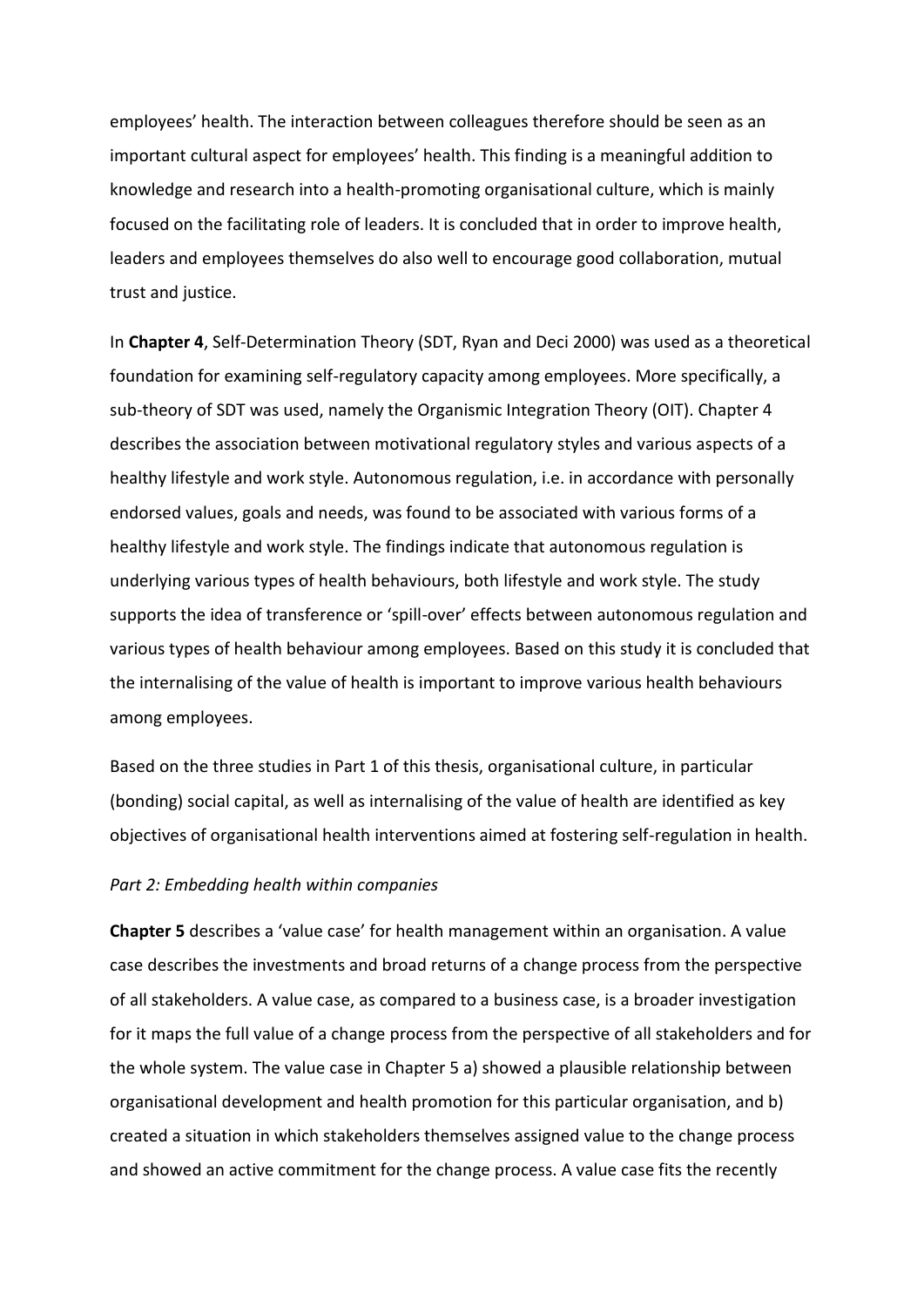employees' health. The interaction between colleagues therefore should be seen as an important cultural aspect for employees' health. This finding is a meaningful addition to knowledge and research into a health-promoting organisational culture, which is mainly focused on the facilitating role of leaders. It is concluded that in order to improve health, leaders and employees themselves do also well to encourage good collaboration, mutual trust and justice.

In **Chapter 4**, Self-Determination Theory (SDT, Ryan and Deci 2000) was used as a theoretical foundation for examining self-regulatory capacity among employees. More specifically, a sub-theory of SDT was used, namely the Organismic Integration Theory (OIT). Chapter 4 describes the association between motivational regulatory styles and various aspects of a healthy lifestyle and work style. Autonomous regulation, i.e. in accordance with personally endorsed values, goals and needs, was found to be associated with various forms of a healthy lifestyle and work style. The findings indicate that autonomous regulation is underlying various types of health behaviours, both lifestyle and work style. The study supports the idea of transference or 'spill-over' effects between autonomous regulation and various types of health behaviour among employees. Based on this study it is concluded that the internalising of the value of health is important to improve various health behaviours among employees.

Based on the three studies in Part 1 of this thesis, organisational culture, in particular (bonding) social capital, as well as internalising of the value of health are identified as key objectives of organisational health interventions aimed at fostering self-regulation in health.

*Part 2: Embedding health within companies*

**Chapter 5** describes a 'value case' for health management within an organisation. A value case describes the investments and broad returns of a change process from the perspective of all stakeholders. A value case, as compared to a business case, is a broader investigation for it maps the full value of a change process from the perspective of all stakeholders and for the whole system. The value case in Chapter 5 a) showed a plausible relationship between organisational development and health promotion for this particular organisation, and b) created a situation in which stakeholders themselves assigned value to the change process and showed an active commitment for the change process. A value case fits the recently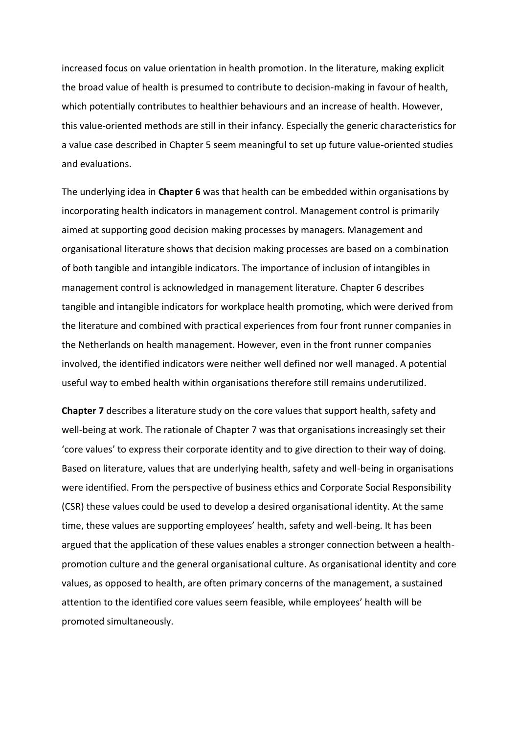increased focus on value orientation in health promotion. In the literature, making explicit the broad value of health is presumed to contribute to decision-making in favour of health, which potentially contributes to healthier behaviours and an increase of health. However, this value-oriented methods are still in their infancy. Especially the generic characteristics for a value case described in Chapter 5 seem meaningful to set up future value-oriented studies and evaluations.

The underlying idea in **Chapter 6** was that health can be embedded within organisations by incorporating health indicators in management control. Management control is primarily aimed at supporting good decision making processes by managers. Management and organisational literature shows that decision making processes are based on a combination of both tangible and intangible indicators. The importance of inclusion of intangibles in management control is acknowledged in management literature. Chapter 6 describes tangible and intangible indicators for workplace health promoting, which were derived from the literature and combined with practical experiences from four front runner companies in the Netherlands on health management. However, even in the front runner companies involved, the identified indicators were neither well defined nor well managed. A potential useful way to embed health within organisations therefore still remains underutilized.

**Chapter 7** describes a literature study on the core values that support health, safety and well-being at work. The rationale of Chapter 7 was that organisations increasingly set their 'core values' to express their corporate identity and to give direction to their way of doing. Based on literature, values that are underlying health, safety and well-being in organisations were identified. From the perspective of business ethics and Corporate Social Responsibility (CSR) these values could be used to develop a desired organisational identity. At the same time, these values are supporting employees' health, safety and well-being. It has been argued that the application of these values enables a stronger connection between a health-promotion culture and the general organisational culture. As organisational identity and core values, as opposed to health, are often primary concerns of the management, a sustained attention to the identified core values seem feasible, while employees' health will be promoted simultaneously.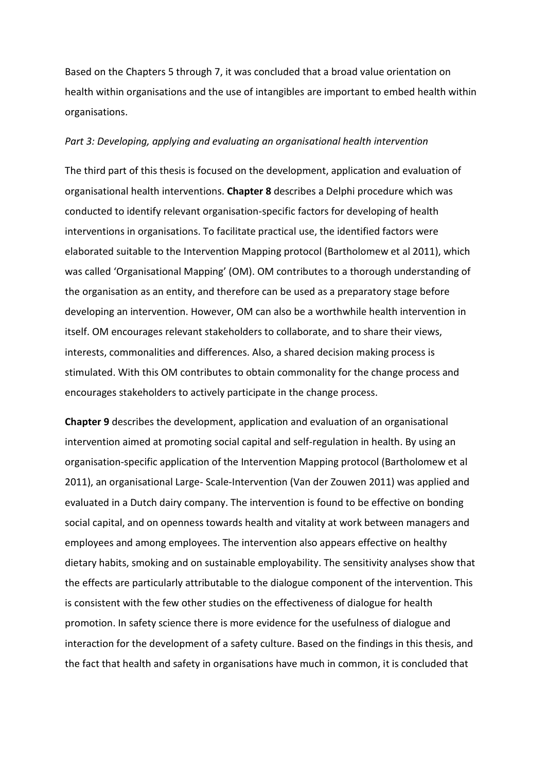Based on the Chapters 5 through 7, it was concluded that a broad value orientation on health within organisations and the use of intangibles are important to embed health within organisations.

*Part 3: Developing, applying and evaluating an organisational health intervention*

The third part of this thesis is focused on the development, application and evaluation of organisational health interventions. **Chapter 8** describes a Delphi procedure which was conducted to identify relevant organisation-specific factors for developing of health interventions in organisations. To facilitate practical use, the identified factors were elaborated suitable to the Intervention Mapping protocol (Bartholomew et al 2011), which was called 'Organisational Mapping' (OM). OM contributes to a thorough understanding of the organisation as an entity, and therefore can be used as a preparatory stage before developing an intervention. However, OM can also be a worthwhile health intervention in itself. OM encourages relevant stakeholders to collaborate, and to share their views, interests, commonalities and differences. Also, a shared decision making process is stimulated. With this OM contributes to obtain commonality for the change process and encourages stakeholders to actively participate in the change process.

**Chapter 9** describes the development, application and evaluation of an organisational intervention aimed at promoting social capital and self-regulation in health. By using an organisation-specific application of the Intervention Mapping protocol (Bartholomew et al 2011), an organisational Large- Scale-Intervention (Van der Zouwen 2011) was applied and evaluated in a Dutch dairy company. The intervention is found to be effective on bonding social capital, and on openness towards health and vitality at work between managers and employees and among employees. The intervention also appears effective on healthy dietary habits, smoking and on sustainable employability. The sensitivity analyses show that the effects are particularly attributable to the dialogue component of the intervention. This is consistent with the few other studies on the effectiveness of dialogue for health promotion. In safety science there is more evidence for the usefulness of dialogue and interaction for the development of a safety culture. Based on the findings in this thesis, and the fact that health and safety in organisations have much in common, it is concluded that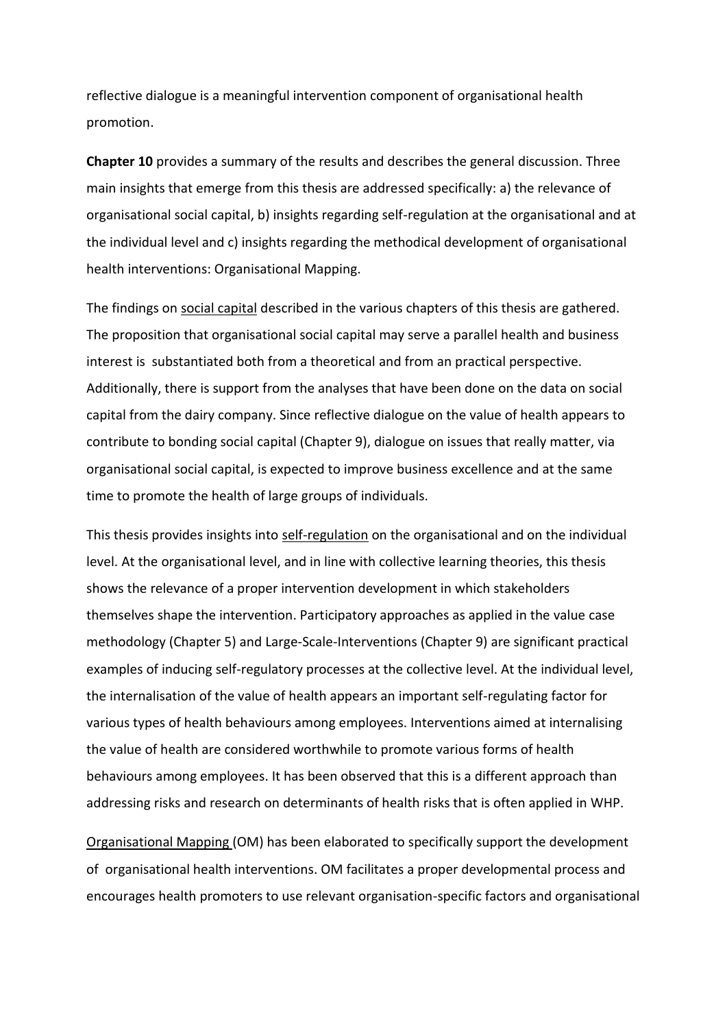reflective dialogue is a meaningful intervention component of organisational health promotion.

**Chapter 10** provides a summary of the results and describes the general discussion. Three main insights that emerge from this thesis are addressed specifically: a) the relevance of organisational social capital, b) insights regarding self-regulation at the organisational and at the individual level and c) insights regarding the methodical development of organisational health interventions: Organisational Mapping.

The findings on social capital described in the various chapters of this thesis are gathered. The proposition that organisational social capital may serve a parallel health and business interest is substantiated both from a theoretical and from an practical perspective. Additionally, there is support from the analyses that have been done on the data on social capital from the dairy company. Since reflective dialogue on the value of health appears to contribute to bonding social capital (Chapter 9), dialogue on issues that really matter, via organisational social capital, is expected to improve business excellence and at the same time to promote the health of large groups of individuals.

This thesis provides insights into self-regulation on the organisational and on the individual level. At the organisational level, and in line with collective learning theories, this thesis shows the relevance of a proper intervention development in which stakeholders themselves shape the intervention. Participatory approaches as applied in the value case methodology (Chapter 5) and Large-Scale-Interventions (Chapter 9) are significant practical examples of inducing self-regulatory processes at the collective level. At the individual level, the internalisation of the value of health appears an important self-regulating factor for various types of health behaviours among employees. Interventions aimed at internalising the value of health are considered worthwhile to promote various forms of health behaviours among employees. It has been observed that this is a different approach than addressing risks and research on determinants of health risks that is often applied in WHP.

Organisational Mapping (OM) has been elaborated to specifically support the development of organisational health interventions. OM facilitates a proper developmental process and encourages health promoters to use relevant organisation-specific factors and organisational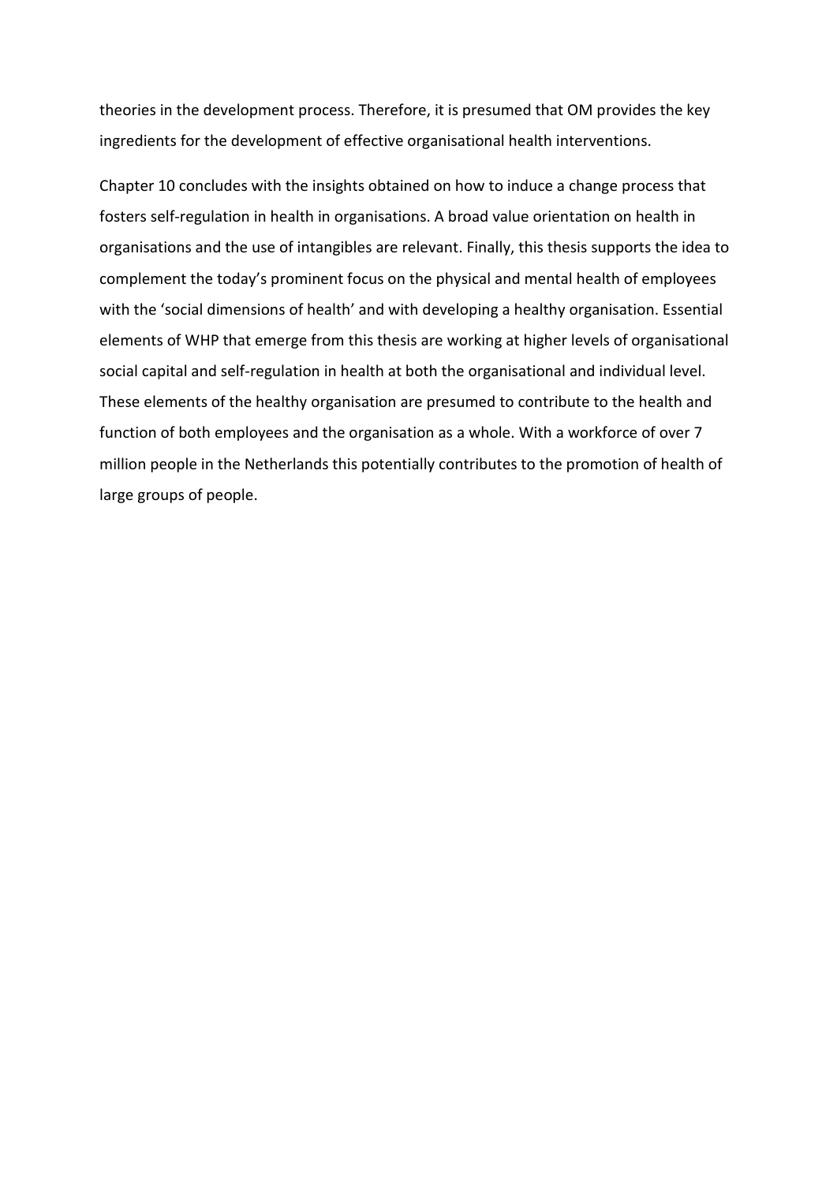theories in the development process. Therefore, it is presumed that OM provides the key ingredients for the development of effective organisational health interventions.

Chapter 10 concludes with the insights obtained on how to induce a change process that fosters self-regulation in health in organisations. A broad value orientation on health in organisations and the use of intangibles are relevant. Finally, this thesis supports the idea to complement the today's prominent focus on the physical and mental health of employees with the 'social dimensions of health' and with developing a healthy organisation. Essential elements of WHP that emerge from this thesis are working at higher levels of organisational social capital and self-regulation in health at both the organisational and individual level. These elements of the healthy organisation are presumed to contribute to the health and function of both employees and the organisation as a whole. With a workforce of over 7 million people in the Netherlands this potentially contributes to the promotion of health of large groups of people.